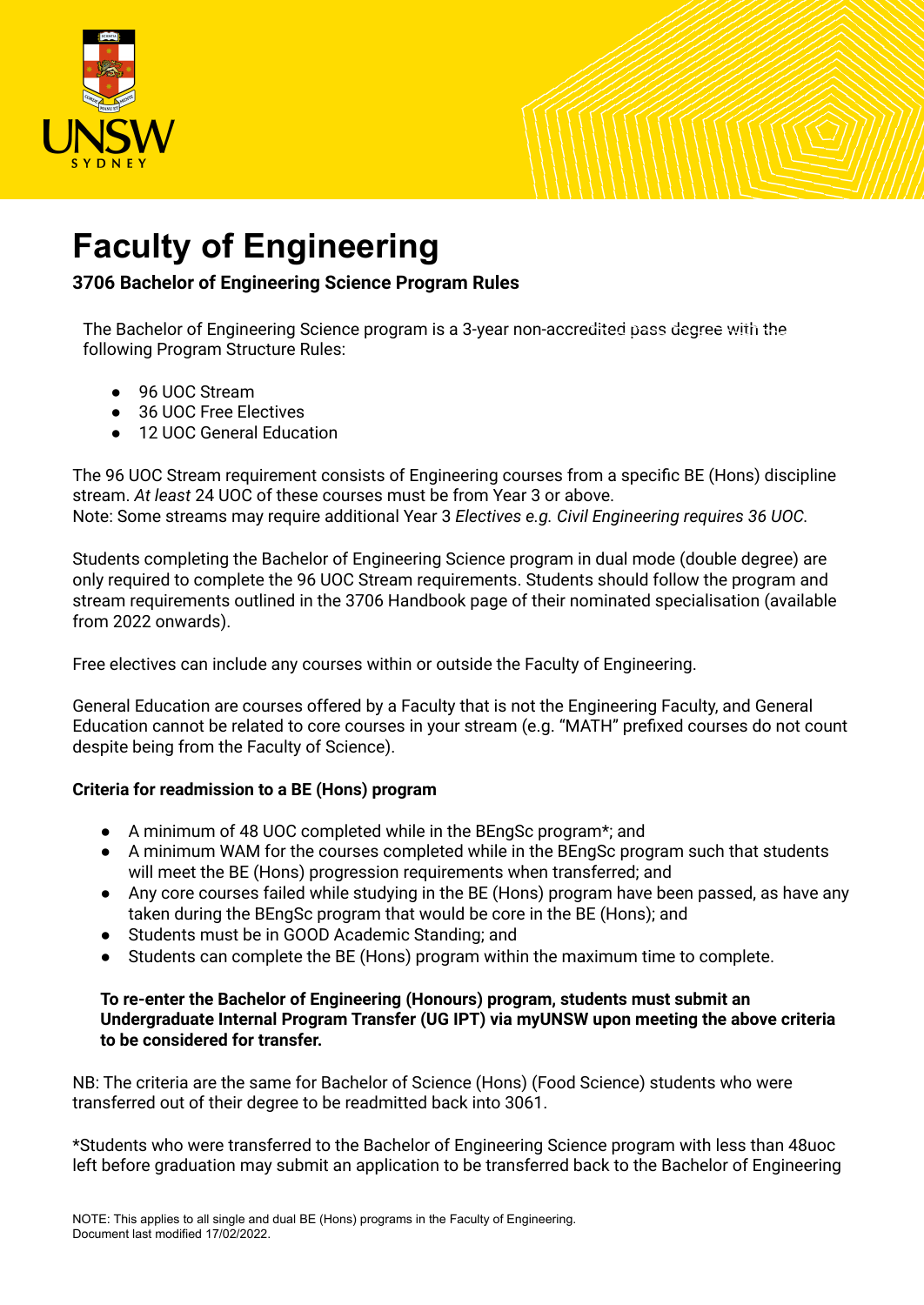# Faculty of Engineering

**3706 Bachelor of Engineering Science Program Rules**

The Bachelor of Engineering Science program is a 3-year non-accredited pass degree with the following Program Structure Rules:

- 96 UOC Stream
- 36 UOC Free Electives
- 12 UOC General Education

The 96 UOC Stream requirement consists of Engineering courses from a specific BE (Hons) discipline stream. *At least* 24 UOC of these courses must be from Year 3 or above.
Note: Some streams may require additional Year 3 *Electives e.g. Civil Engineering requires 36 UOC.*

Students completing the Bachelor of Engineering Science program in dual mode (double degree) are only required to complete the 96 UOC Stream requirements. Students should follow the program and stream requirements outlined in the 3706 Handbook page of their nominated specialisation (available from 2022 onwards).

Free electives can include any courses within or outside the Faculty of Engineering.

General Education are courses offered by a Faculty that is not the Engineering Faculty, and General Education cannot be related to core courses in your stream (e.g. "MATH" prefixed courses do not count despite being from the Faculty of Science).

**Criteria for readmission to a BE (Hons) program**

- A minimum of 48 UOC completed while in the BEngSc program*; and
- A minimum WAM for the courses completed while in the BEngSc program such that students will meet the BE (Hons) progression requirements when transferred; and
- Any core courses failed while studying in the BE (Hons) program have been passed, as have any taken during the BEngSc program that would be core in the BE (Hons); and
- Students must be in GOOD Academic Standing; and
- Students can complete the BE (Hons) program within the maximum time to complete.

**To re-enter the Bachelor of Engineering (Honours) program, students must submit an Undergraduate Internal Program Transfer (UG IPT) via myUNSW upon meeting the above criteria to be considered for transfer.**

NB: The criteria are the same for Bachelor of Science (Hons) (Food Science) students who were transferred out of their degree to be readmitted back into 3061.

*Students who were transferred to the Bachelor of Engineering Science program with less than 48uoc left before graduation may submit an application to be transferred back to the Bachelor of Engineering

NOTE: This applies to all single and dual BE (Hons) programs in the Faculty of Engineering.
Document last modified 17/02/2022.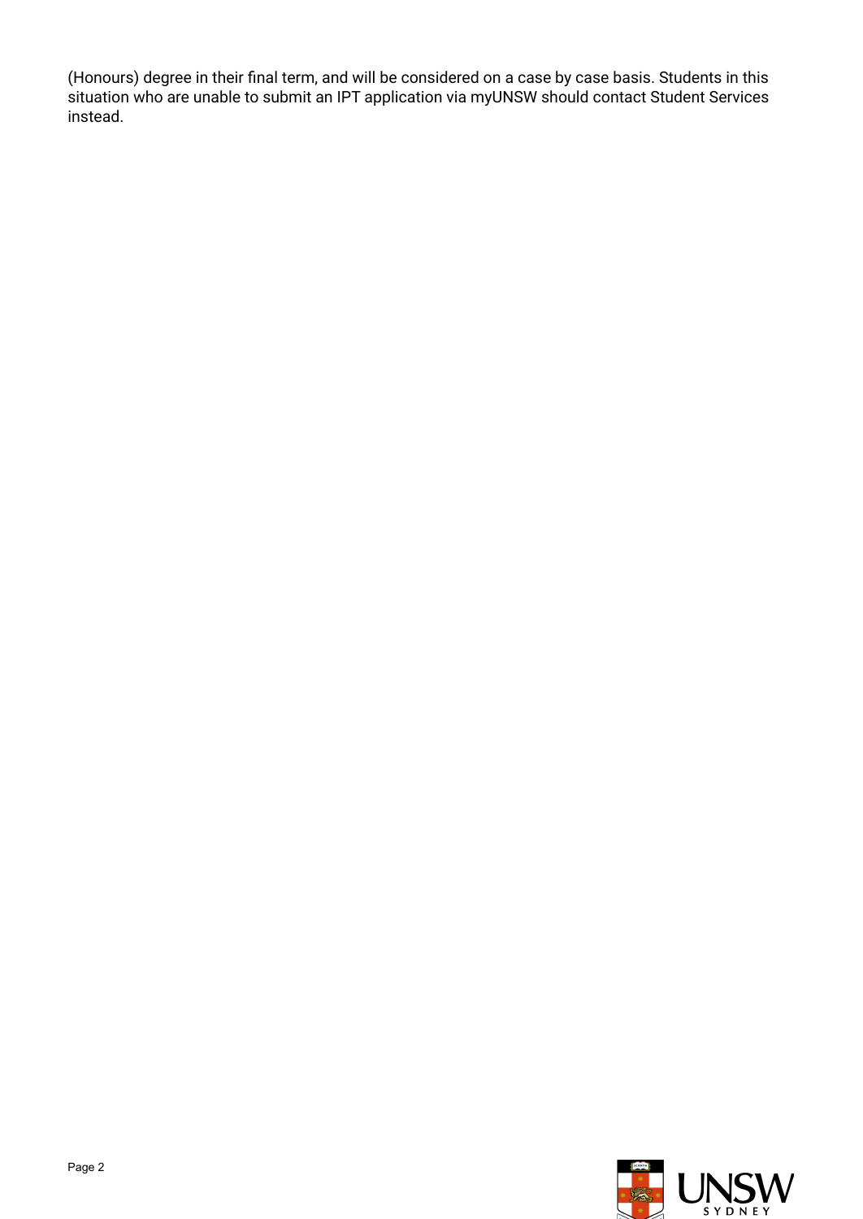(Honours) degree in their final term, and will be considered on a case by case basis. Students in this situation who are unable to submit an IPT application via myUNSW should contact Student Services instead.